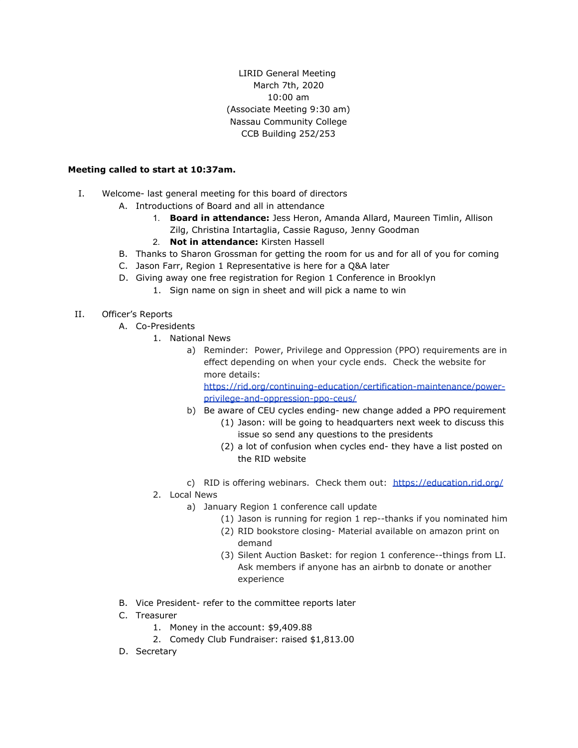LIRID General Meeting
March 7th, 2020
10:00 am
(Associate Meeting 9:30 am)
Nassau Community College
CCB Building 252/253

**Meeting called to start at 10:37am.**

I. Welcome- last general meeting for this board of directors
    A. Introductions of Board and all in attendance
        1. **Board in attendance:** Jess Heron, Amanda Allard, Maureen Timlin, Allison Zilg, Christina Intartaglia, Cassie Raguso, Jenny Goodman
        2. **Not in attendance:** Kirsten Hassell
    B. Thanks to Sharon Grossman for getting the room for us and for all of you for coming
    C. Jason Farr, Region 1 Representative is here for a Q&A later
    D. Giving away one free registration for Region 1 Conference in Brooklyn
        1. Sign name on sign in sheet and will pick a name to win

II. Officer's Reports
    A. Co-Presidents
        1. National News
            a) Reminder: Power, Privilege and Oppression (PPO) requirements are in effect depending on when your cycle ends. Check the website for more details: https://rid.org/continuing-education/certification-maintenance/power-privilege-and-oppression-ppo-ceus/
            b) Be aware of CEU cycles ending- new change added a PPO requirement
                (1) Jason: will be going to headquarters next week to discuss this issue so send any questions to the presidents
                (2) a lot of confusion when cycles end- they have a list posted on the RID website
            c) RID is offering webinars. Check them out: https://education.rid.org/
        2. Local News
            a) January Region 1 conference call update
                (1) Jason is running for region 1 rep--thanks if you nominated him
                (2) RID bookstore closing- Material available on amazon print on demand
                (3) Silent Auction Basket: for region 1 conference--things from LI. Ask members if anyone has an airbnb to donate or another experience
    B. Vice President- refer to the committee reports later
    C. Treasurer
        1. Money in the account: $9,409.88
        2. Comedy Club Fundraiser: raised $1,813.00
    D. Secretary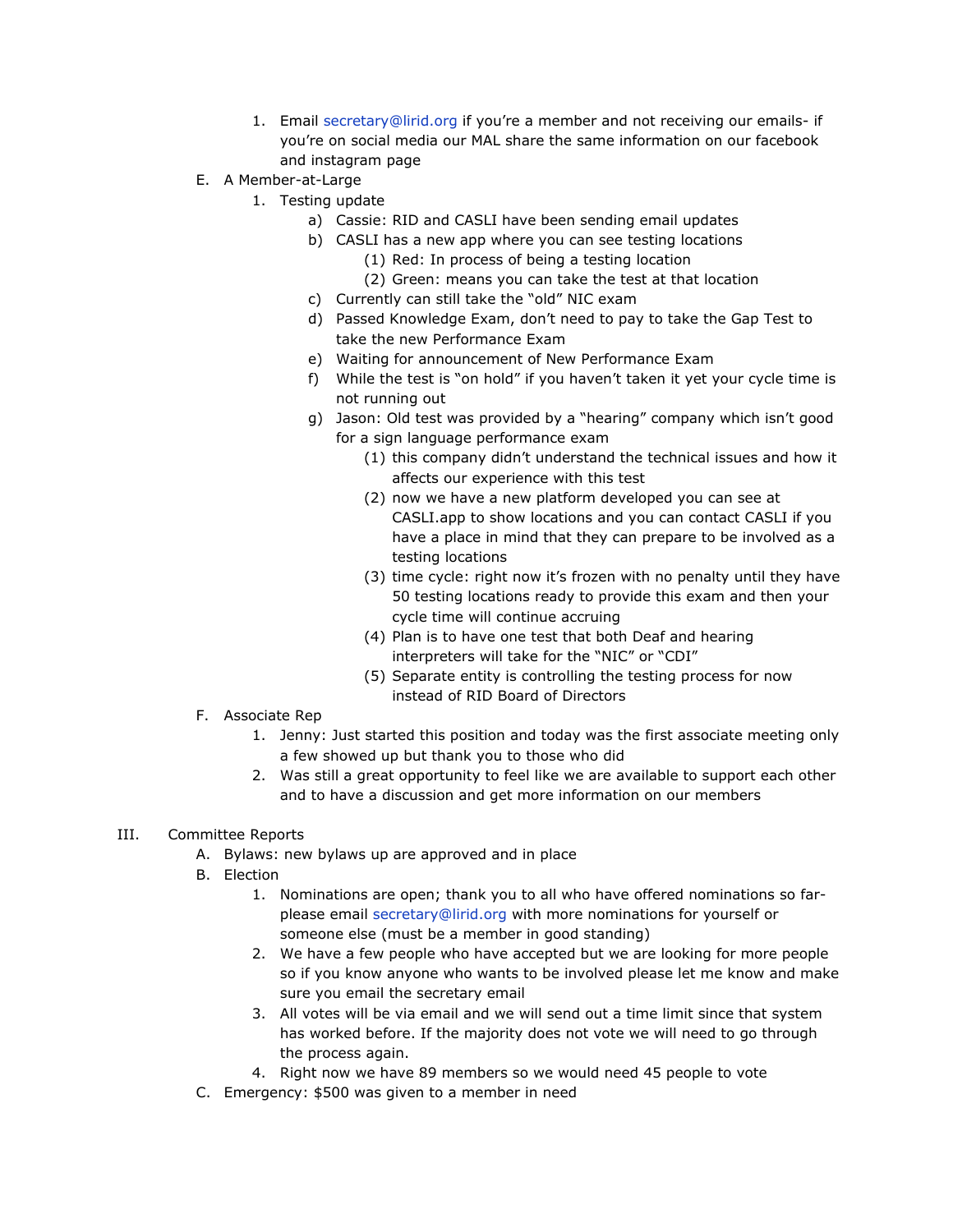1. Email secretary@lirid.org if you're a member and not receiving our emails- if you're on social media our MAL share the same information on our facebook and instagram page

E. A Member-at-Large
   1. Testing update
      a) Cassie: RID and CASLI have been sending email updates
      b) CASLI has a new app where you can see testing locations
         (1) Red: In process of being a testing location
         (2) Green: means you can take the test at that location
      c) Currently can still take the "old" NIC exam
      d) Passed Knowledge Exam, don't need to pay to take the Gap Test to take the new Performance Exam
      e) Waiting for announcement of New Performance Exam
      f) While the test is "on hold" if you haven't taken it yet your cycle time is not running out
      g) Jason: Old test was provided by a "hearing" company which isn't good for a sign language performance exam
         (1) this company didn't understand the technical issues and how it affects our experience with this test
         (2) now we have a new platform developed you can see at CASLI.app to show locations and you can contact CASLI if you have a place in mind that they can prepare to be involved as a testing locations
         (3) time cycle: right now it's frozen with no penalty until they have 50 testing locations ready to provide this exam and then your cycle time will continue accruing
         (4) Plan is to have one test that both Deaf and hearing interpreters will take for the "NIC" or "CDI"
         (5) Separate entity is controlling the testing process for now instead of RID Board of Directors

F. Associate Rep
   1. Jenny: Just started this position and today was the first associate meeting only a few showed up but thank you to those who did
   2. Was still a great opportunity to feel like we are available to support each other and to have a discussion and get more information on our members

III. Committee Reports

A. Bylaws: new bylaws up are approved and in place

B. Election
   1. Nominations are open; thank you to all who have offered nominations so far- please email secretary@lirid.org with more nominations for yourself or someone else (must be a member in good standing)
   2. We have a few people who have accepted but we are looking for more people so if you know anyone who wants to be involved please let me know and make sure you email the secretary email
   3. All votes will be via email and we will send out a time limit since that system has worked before. If the majority does not vote we will need to go through the process again.
   4. Right now we have 89 members so we would need 45 people to vote

C. Emergency: $500 was given to a member in need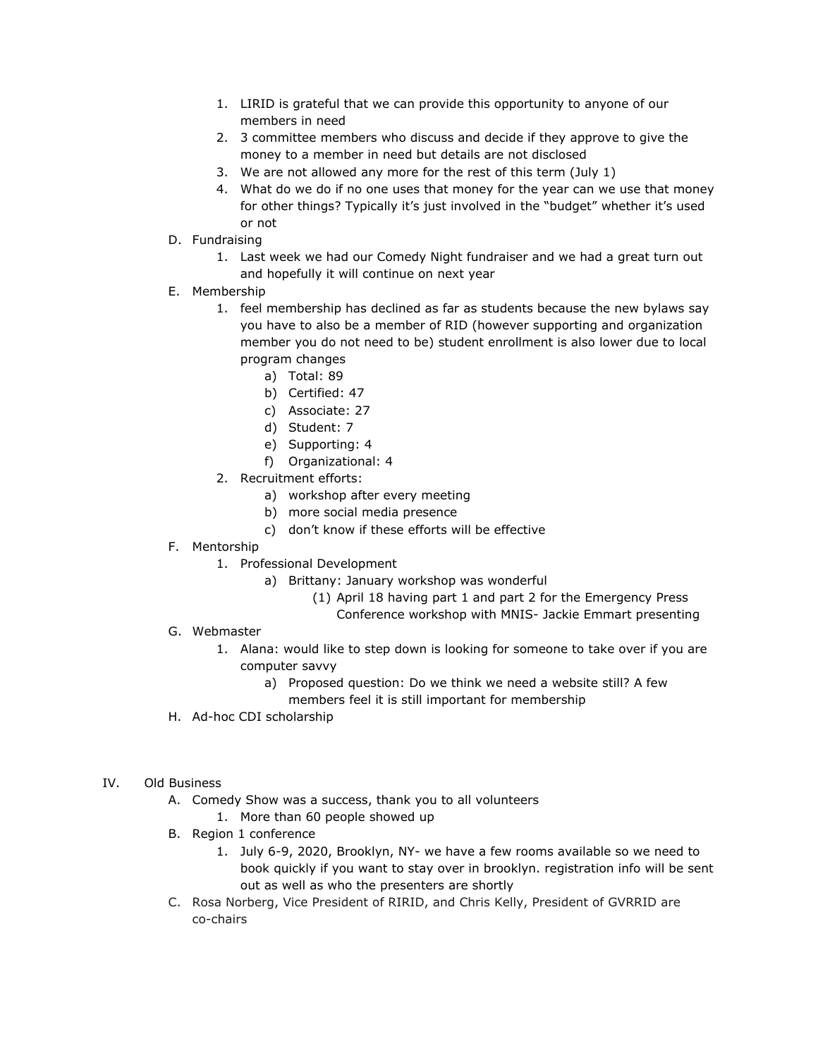1. LIRID is grateful that we can provide this opportunity to anyone of our members in need
      2. 3 committee members who discuss and decide if they approve to give the money to a member in need but details are not disclosed
      3. We are not allowed any more for the rest of this term (July 1)
      4. What do we do if no one uses that money for the year can we use that money for other things? Typically it's just involved in the "budget" whether it's used or not

   D. Fundraising
      1. Last week we had our Comedy Night fundraiser and we had a great turn out and hopefully it will continue on next year

   E. Membership
      1. feel membership has declined as far as students because the new bylaws say you have to also be a member of RID (however supporting and organization member you do not need to be) student enrollment is also lower due to local program changes
         a) Total: 89
         b) Certified: 47
         c) Associate: 27
         d) Student: 7
         e) Supporting: 4
         f) Organizational: 4
      2. Recruitment efforts:
         a) workshop after every meeting
         b) more social media presence
         c) don't know if these efforts will be effective

   F. Mentorship
      1. Professional Development
         a) Brittany: January workshop was wonderful
            (1) April 18 having part 1 and part 2 for the Emergency Press Conference workshop with MNIS- Jackie Emmart presenting

   G. Webmaster
      1. Alana: would like to step down is looking for someone to take over if you are computer savvy
         a) Proposed question: Do we think we need a website still? A few members feel it is still important for membership

   H. Ad-hoc CDI scholarship

IV. Old Business

   A. Comedy Show was a success, thank you to all volunteers
      1. More than 60 people showed up

   B. Region 1 conference
      1. July 6-9, 2020, Brooklyn, NY- we have a few rooms available so we need to book quickly if you want to stay over in brooklyn. registration info will be sent out as well as who the presenters are shortly

   C. Rosa Norberg, Vice President of RIRID, and Chris Kelly, President of GVRRID are co-chairs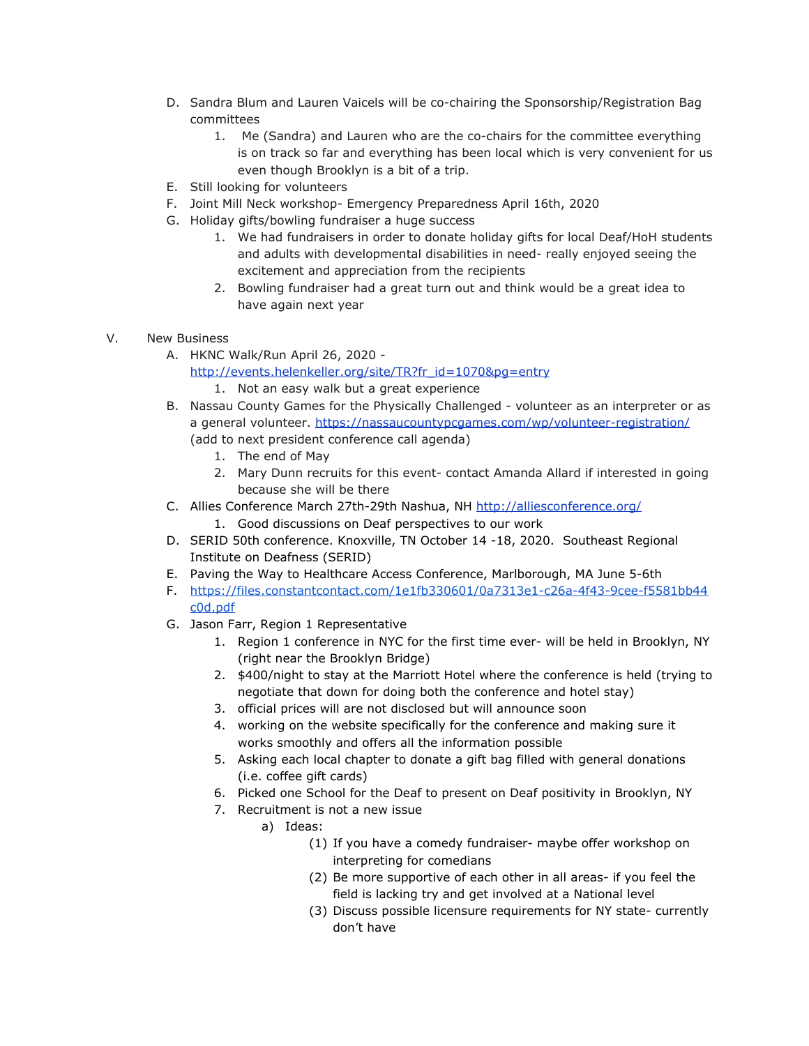D. Sandra Blum and Lauren Vaicels will be co-chairing the Sponsorship/Registration Bag committees
    1. Me (Sandra) and Lauren who are the co-chairs for the committee everything is on track so far and everything has been local which is very convenient for us even though Brooklyn is a bit of a trip.

E. Still looking for volunteers

F. Joint Mill Neck workshop- Emergency Preparedness April 16th, 2020

G. Holiday gifts/bowling fundraiser a huge success
    1. We had fundraisers in order to donate holiday gifts for local Deaf/HoH students and adults with developmental disabilities in need- really enjoyed seeing the excitement and appreciation from the recipients
    2. Bowling fundraiser had a great turn out and think would be a great idea to have again next year

V. New Business

A. HKNC Walk/Run April 26, 2020 - http://events.helenkeller.org/site/TR?fr_id=1070&pg=entry
    1. Not an easy walk but a great experience

B. Nassau County Games for the Physically Challenged - volunteer as an interpreter or as a general volunteer. https://nassaucountypcgames.com/wp/volunteer-registration/ (add to next president conference call agenda)
    1. The end of May
    2. Mary Dunn recruits for this event- contact Amanda Allard if interested in going because she will be there

C. Allies Conference March 27th-29th Nashua, NH http://alliesconference.org/
    1. Good discussions on Deaf perspectives to our work

D. SERID 50th conference. Knoxville, TN October 14 -18, 2020. Southeast Regional Institute on Deafness (SERID)

E. Paving the Way to Healthcare Access Conference, Marlborough, MA June 5-6th

F. https://files.constantcontact.com/1e1fb330601/0a7313e1-c26a-4f43-9cee-f5581bb44c0d.pdf

G. Jason Farr, Region 1 Representative
    1. Region 1 conference in NYC for the first time ever- will be held in Brooklyn, NY (right near the Brooklyn Bridge)
    2. $400/night to stay at the Marriott Hotel where the conference is held (trying to negotiate that down for doing both the conference and hotel stay)
    3. official prices will are not disclosed but will announce soon
    4. working on the website specifically for the conference and making sure it works smoothly and offers all the information possible
    5. Asking each local chapter to donate a gift bag filled with general donations (i.e. coffee gift cards)
    6. Picked one School for the Deaf to present on Deaf positivity in Brooklyn, NY
    7. Recruitment is not a new issue
        a) Ideas:
            (1) If you have a comedy fundraiser- maybe offer workshop on interpreting for comedians
            (2) Be more supportive of each other in all areas- if you feel the field is lacking try and get involved at a National level
            (3) Discuss possible licensure requirements for NY state- currently don't have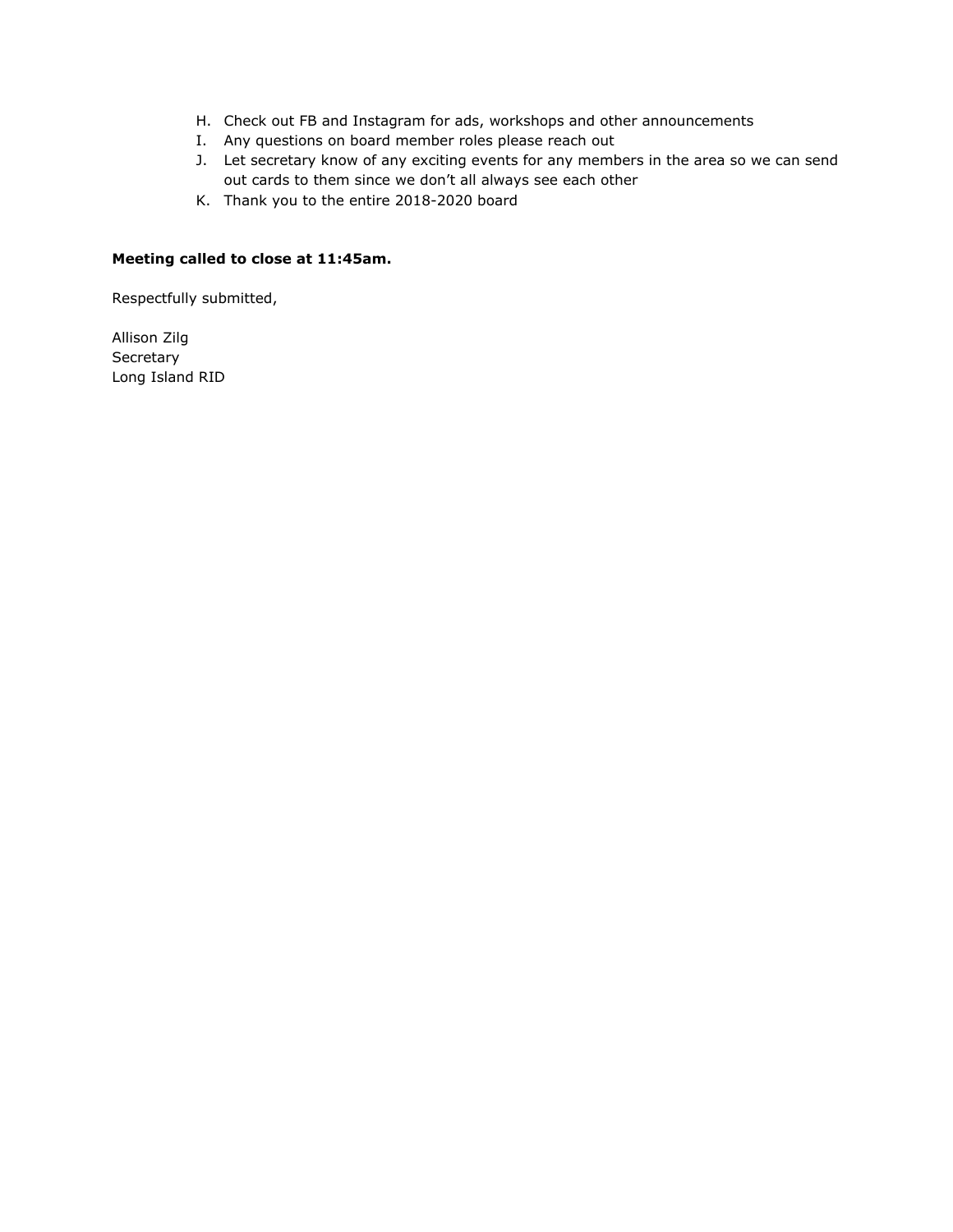H. Check out FB and Instagram for ads, workshops and other announcements
I. Any questions on board member roles please reach out
J. Let secretary know of any exciting events for any members in the area so we can send out cards to them since we don't all always see each other
K. Thank you to the entire 2018-2020 board

**Meeting called to close at 11:45am.**

Respectfully submitted,

Allison Zilg
Secretary
Long Island RID